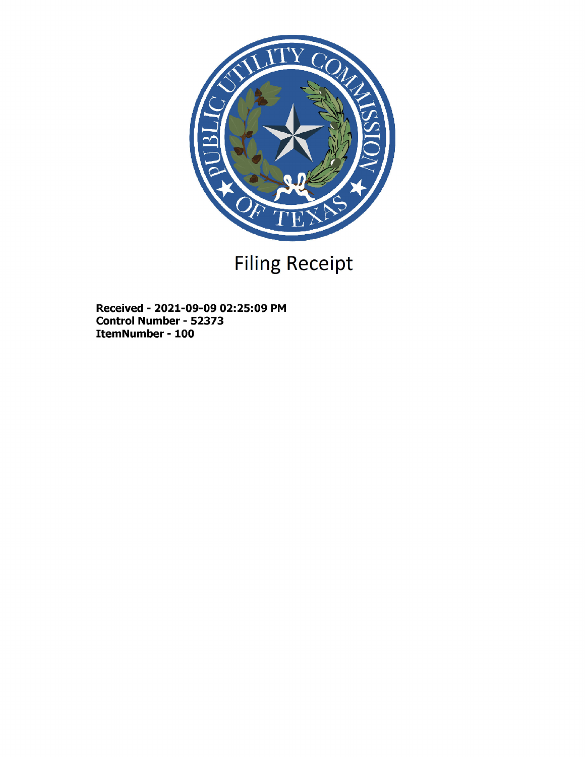# Filing Receipt

**Received - 2021-09-09 02:25:09 PM**
**Control Number - 52373**
**ItemNumber - 100**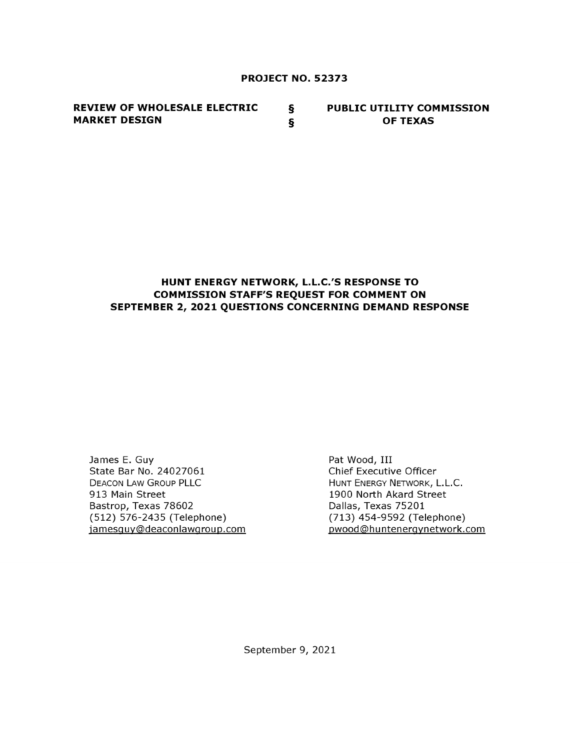**PROJECT NO. 52373**

| | | |
|---|---|---|
| **REVIEW OF WHOLESALE ELECTRIC MARKET DESIGN** | **§** **§** | **PUBLIC UTILITY COMMISSION OF TEXAS** |

## HUNT ENERGY NETWORK, L.L.C.'S RESPONSE TO COMMISSION STAFF'S REQUEST FOR COMMENT ON SEPTEMBER 2, 2021 QUESTIONS CONCERNING DEMAND RESPONSE

James E. Guy
State Bar No. 24027061
DEACON LAW GROUP PLLC
913 Main Street
Bastrop, Texas 78602
(512) 576-2435 (Telephone)
jamesguy@deaconlawgroup.com

Pat Wood, III
Chief Executive Officer
HUNT ENERGY NETWORK, L.L.C.
1900 North Akard Street
Dallas, Texas 75201
(713) 454-9592 (Telephone)
pwood@huntenergynetwork.com

September 9, 2021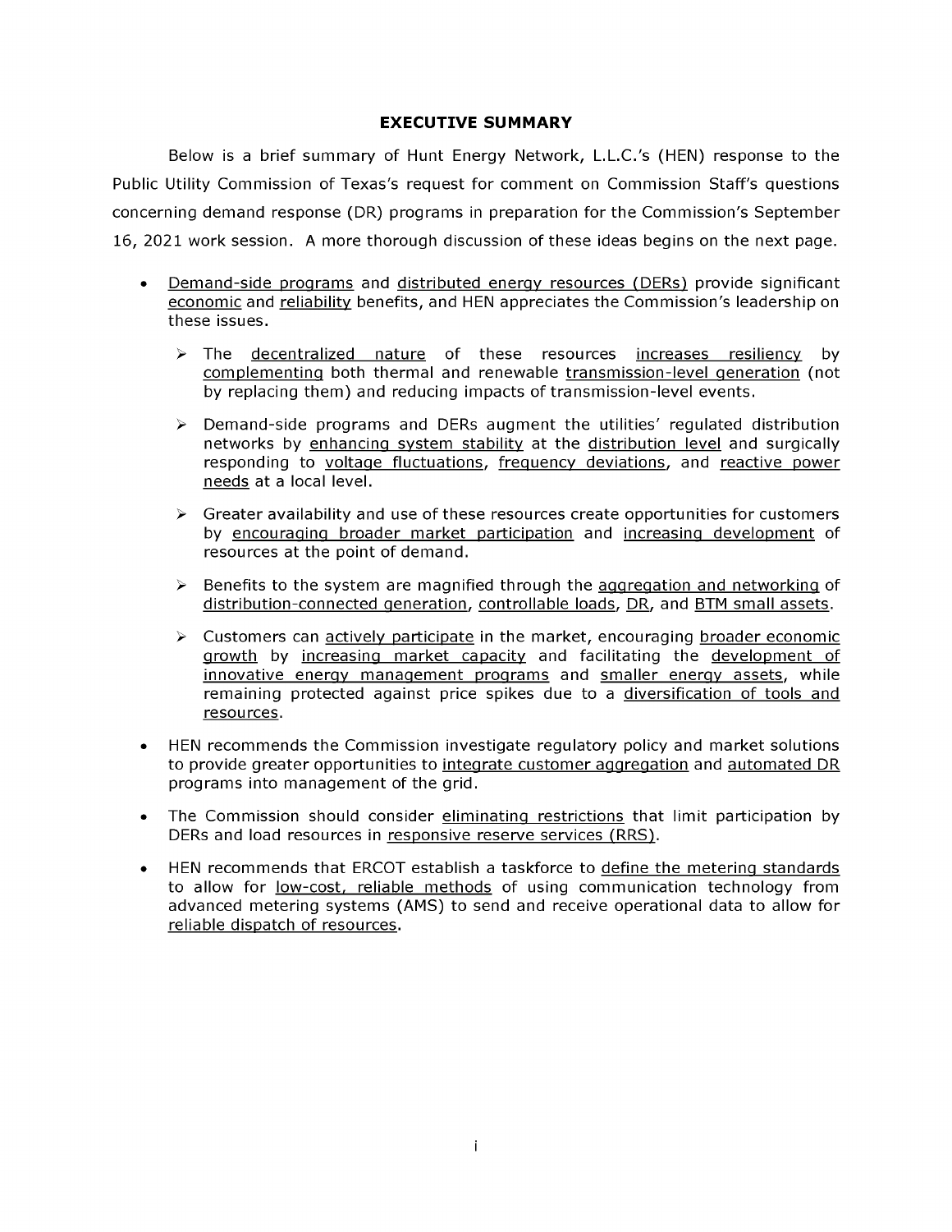# EXECUTIVE SUMMARY

Below is a brief summary of Hunt Energy Network, L.L.C.'s (HEN) response to the Public Utility Commission of Texas's request for comment on Commission Staff's questions concerning demand response (DR) programs in preparation for the Commission's September 16, 2021 work session. A more thorough discussion of these ideas begins on the next page.

- Demand-side programs and distributed energy resources (DERs) provide significant economic and reliability benefits, and HEN appreciates the Commission's leadership on these issues.
  - ➢ The decentralized nature of these resources increases resiliency by complementing both thermal and renewable transmission-level generation (not by replacing them) and reducing impacts of transmission-level events.
  - ➢ Demand-side programs and DERs augment the utilities' regulated distribution networks by enhancing system stability at the distribution level and surgically responding to voltage fluctuations, frequency deviations, and reactive power needs at a local level.
  - ➢ Greater availability and use of these resources create opportunities for customers by encouraging broader market participation and increasing development of resources at the point of demand.
  - ➢ Benefits to the system are magnified through the aggregation and networking of distribution-connected generation, controllable loads, DR, and BTM small assets.
  - ➢ Customers can actively participate in the market, encouraging broader economic growth by increasing market capacity and facilitating the development of innovative energy management programs and smaller energy assets, while remaining protected against price spikes due to a diversification of tools and resources.
- HEN recommends the Commission investigate regulatory policy and market solutions to provide greater opportunities to integrate customer aggregation and automated DR programs into management of the grid.
- The Commission should consider eliminating restrictions that limit participation by DERs and load resources in responsive reserve services (RRS).
- HEN recommends that ERCOT establish a taskforce to define the metering standards to allow for low-cost, reliable methods of using communication technology from advanced metering systems (AMS) to send and receive operational data to allow for reliable dispatch of resources.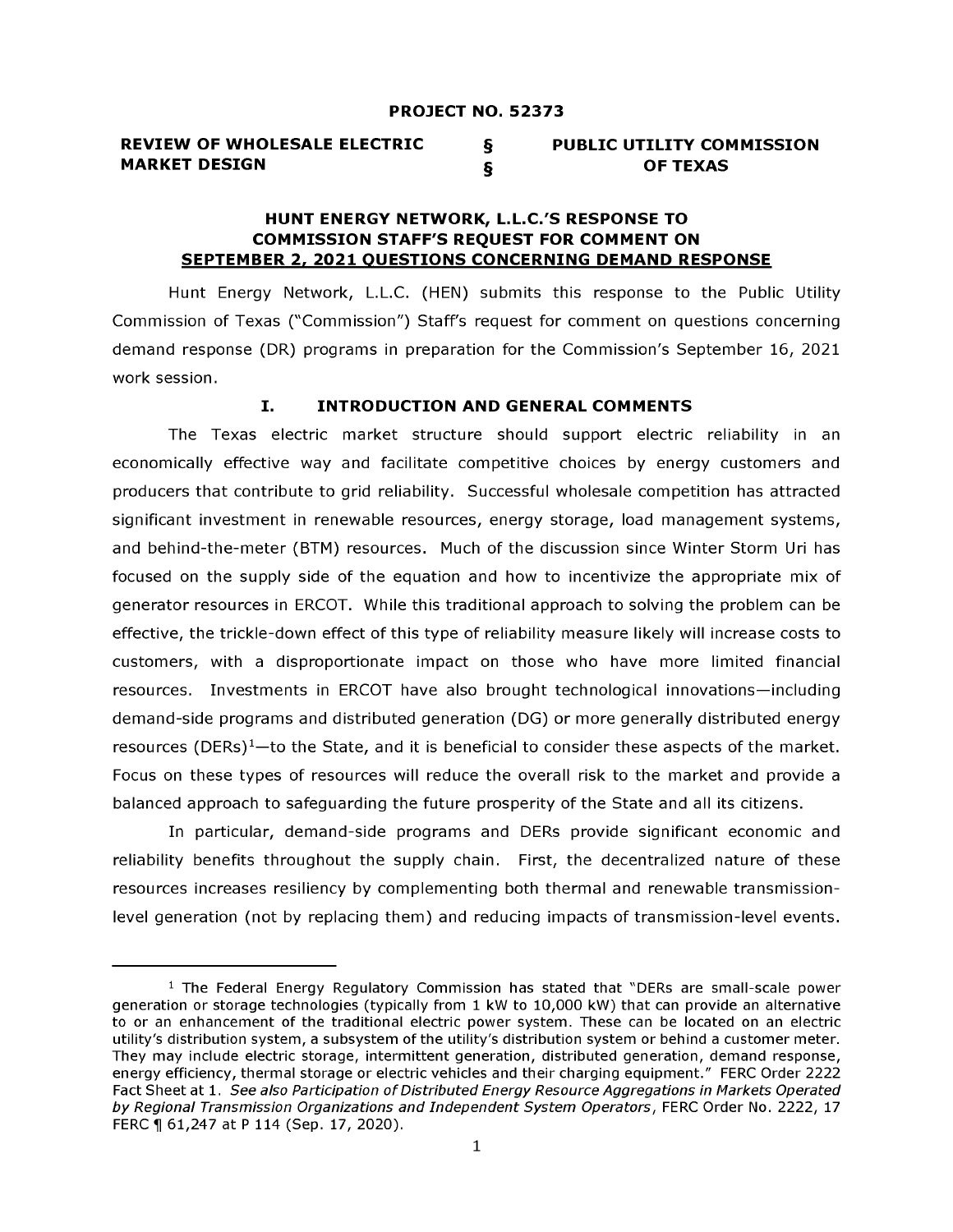**PROJECT NO. 52373**

| REVIEW OF WHOLESALE ELECTRIC MARKET DESIGN | § § | PUBLIC UTILITY COMMISSION OF TEXAS |
|---|---|---|

**HUNT ENERGY NETWORK, L.L.C.'S RESPONSE TO COMMISSION STAFF'S REQUEST FOR COMMENT ON <u>SEPTEMBER 2, 2021 QUESTIONS CONCERNING DEMAND RESPONSE</u>**

Hunt Energy Network, L.L.C. (HEN) submits this response to the Public Utility Commission of Texas ("Commission") Staff's request for comment on questions concerning demand response (DR) programs in preparation for the Commission's September 16, 2021 work session.

## I. INTRODUCTION AND GENERAL COMMENTS

The Texas electric market structure should support electric reliability in an economically effective way and facilitate competitive choices by energy customers and producers that contribute to grid reliability. Successful wholesale competition has attracted significant investment in renewable resources, energy storage, load management systems, and behind-the-meter (BTM) resources. Much of the discussion since Winter Storm Uri has focused on the supply side of the equation and how to incentivize the appropriate mix of generator resources in ERCOT. While this traditional approach to solving the problem can be effective, the trickle-down effect of this type of reliability measure likely will increase costs to customers, with a disproportionate impact on those who have more limited financial resources. Investments in ERCOT have also brought technological innovations—including demand-side programs and distributed generation (DG) or more generally distributed energy resources (DERs)[1]—to the State, and it is beneficial to consider these aspects of the market. Focus on these types of resources will reduce the overall risk to the market and provide a balanced approach to safeguarding the future prosperity of the State and all its citizens.

In particular, demand-side programs and DERs provide significant economic and reliability benefits throughout the supply chain. First, the decentralized nature of these resources increases resiliency by complementing both thermal and renewable transmission-level generation (not by replacing them) and reducing impacts of transmission-level events.

---

[1] The Federal Energy Regulatory Commission has stated that "DERs are small-scale power generation or storage technologies (typically from 1 kW to 10,000 kW) that can provide an alternative to or an enhancement of the traditional electric power system. These can be located on an electric utility's distribution system, a subsystem of the utility's distribution system or behind a customer meter. They may include electric storage, intermittent generation, distributed generation, demand response, energy efficiency, thermal storage or electric vehicles and their charging equipment." FERC Order 2222 Fact Sheet at 1. *See also Participation of Distributed Energy Resource Aggregations in Markets Operated by Regional Transmission Organizations and Independent System Operators*, FERC Order No. 2222, 17 FERC ¶ 61,247 at P 114 (Sep. 17, 2020).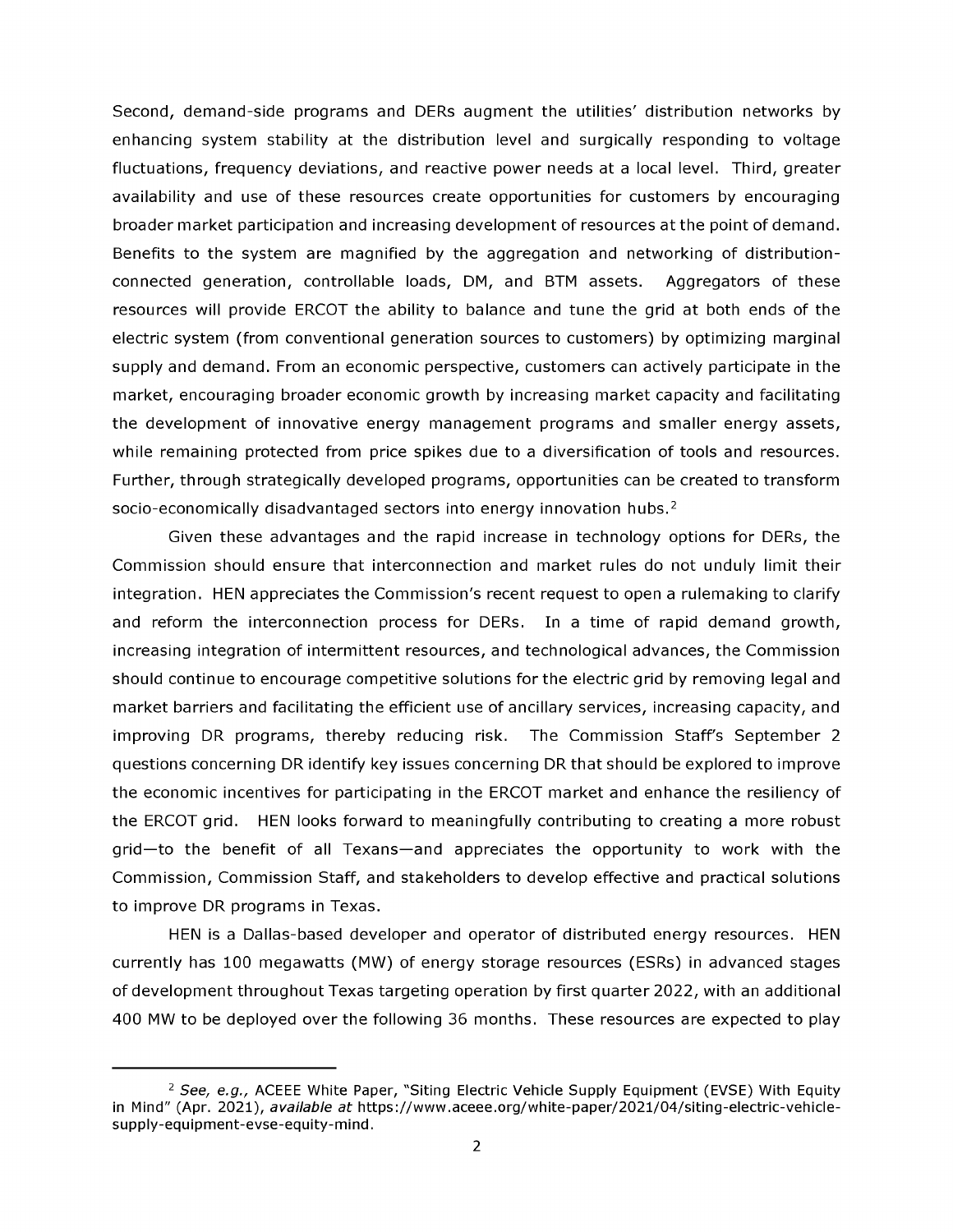Second, demand-side programs and DERs augment the utilities' distribution networks by enhancing system stability at the distribution level and surgically responding to voltage fluctuations, frequency deviations, and reactive power needs at a local level. Third, greater availability and use of these resources create opportunities for customers by encouraging broader market participation and increasing development of resources at the point of demand. Benefits to the system are magnified by the aggregation and networking of distribution-connected generation, controllable loads, DM, and BTM assets. Aggregators of these resources will provide ERCOT the ability to balance and tune the grid at both ends of the electric system (from conventional generation sources to customers) by optimizing marginal supply and demand. From an economic perspective, customers can actively participate in the market, encouraging broader economic growth by increasing market capacity and facilitating the development of innovative energy management programs and smaller energy assets, while remaining protected from price spikes due to a diversification of tools and resources. Further, through strategically developed programs, opportunities can be created to transform socio-economically disadvantaged sectors into energy innovation hubs.[2]

Given these advantages and the rapid increase in technology options for DERs, the Commission should ensure that interconnection and market rules do not unduly limit their integration. HEN appreciates the Commission's recent request to open a rulemaking to clarify and reform the interconnection process for DERs. In a time of rapid demand growth, increasing integration of intermittent resources, and technological advances, the Commission should continue to encourage competitive solutions for the electric grid by removing legal and market barriers and facilitating the efficient use of ancillary services, increasing capacity, and improving DR programs, thereby reducing risk. The Commission Staff's September 2 questions concerning DR identify key issues concerning DR that should be explored to improve the economic incentives for participating in the ERCOT market and enhance the resiliency of the ERCOT grid. HEN looks forward to meaningfully contributing to creating a more robust grid—to the benefit of all Texans—and appreciates the opportunity to work with the Commission, Commission Staff, and stakeholders to develop effective and practical solutions to improve DR programs in Texas.

HEN is a Dallas-based developer and operator of distributed energy resources. HEN currently has 100 megawatts (MW) of energy storage resources (ESRs) in advanced stages of development throughout Texas targeting operation by first quarter 2022, with an additional 400 MW to be deployed over the following 36 months. These resources are expected to play

---

[2] *See, e.g.,* ACEEE White Paper, "Siting Electric Vehicle Supply Equipment (EVSE) With Equity in Mind" (Apr. 2021), *available at* https://www.aceee.org/white-paper/2021/04/siting-electric-vehicle-supply-equipment-evse-equity-mind.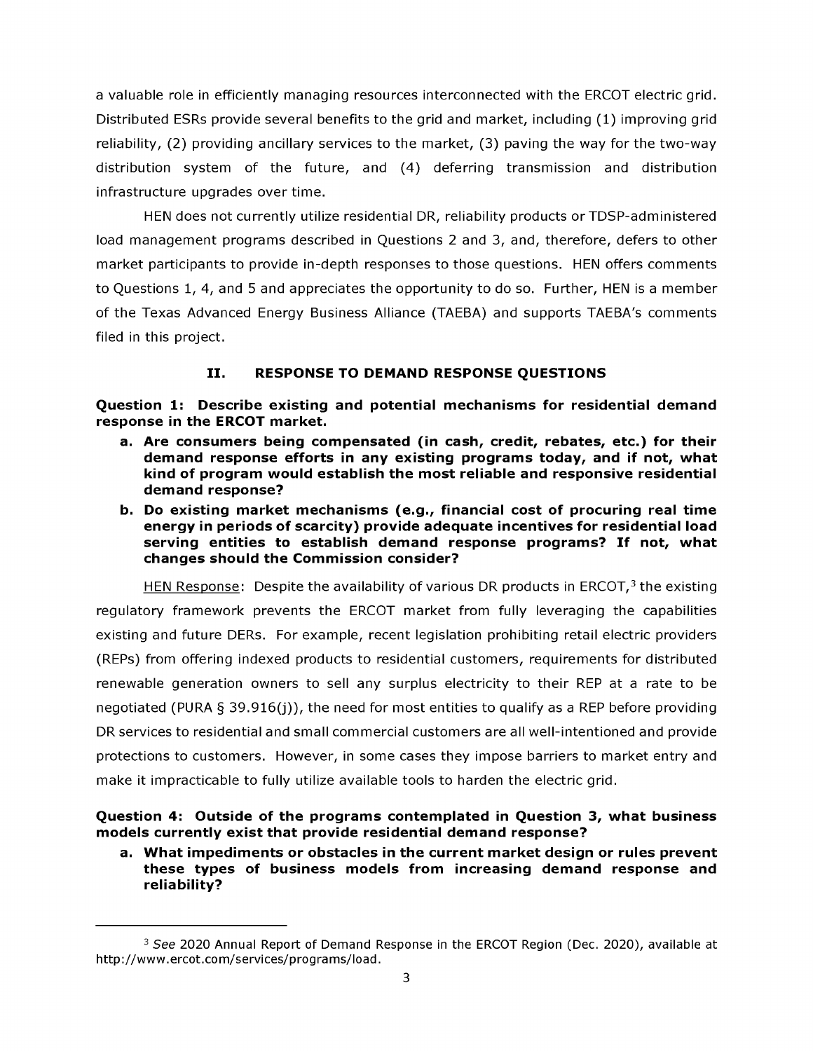a valuable role in efficiently managing resources interconnected with the ERCOT electric grid. Distributed ESRs provide several benefits to the grid and market, including (1) improving grid reliability, (2) providing ancillary services to the market, (3) paving the way for the two-way distribution system of the future, and (4) deferring transmission and distribution infrastructure upgrades over time.

HEN does not currently utilize residential DR, reliability products or TDSP-administered load management programs described in Questions 2 and 3, and, therefore, defers to other market participants to provide in-depth responses to those questions. HEN offers comments to Questions 1, 4, and 5 and appreciates the opportunity to do so. Further, HEN is a member of the Texas Advanced Energy Business Alliance (TAEBA) and supports TAEBA's comments filed in this project.

## II. RESPONSE TO DEMAND RESPONSE QUESTIONS

**Question 1: Describe existing and potential mechanisms for residential demand response in the ERCOT market.**

**a. Are consumers being compensated (in cash, credit, rebates, etc.) for their demand response efforts in any existing programs today, and if not, what kind of program would establish the most reliable and responsive residential demand response?**

**b. Do existing market mechanisms (e.g., financial cost of procuring real time energy in periods of scarcity) provide adequate incentives for residential load serving entities to establish demand response programs? If not, what changes should the Commission consider?**

HEN Response: Despite the availability of various DR products in ERCOT,[3] the existing regulatory framework prevents the ERCOT market from fully leveraging the capabilities existing and future DERs. For example, recent legislation prohibiting retail electric providers (REPs) from offering indexed products to residential customers, requirements for distributed renewable generation owners to sell any surplus electricity to their REP at a rate to be negotiated (PURA § 39.916(j)), the need for most entities to qualify as a REP before providing DR services to residential and small commercial customers are all well-intentioned and provide protections to customers. However, in some cases they impose barriers to market entry and make it impracticable to fully utilize available tools to harden the electric grid.

**Question 4: Outside of the programs contemplated in Question 3, what business models currently exist that provide residential demand response?**

**a. What impediments or obstacles in the current market design or rules prevent these types of business models from increasing demand response and reliability?**

---

[3] *See* 2020 Annual Report of Demand Response in the ERCOT Region (Dec. 2020), available at http://www.ercot.com/services/programs/load.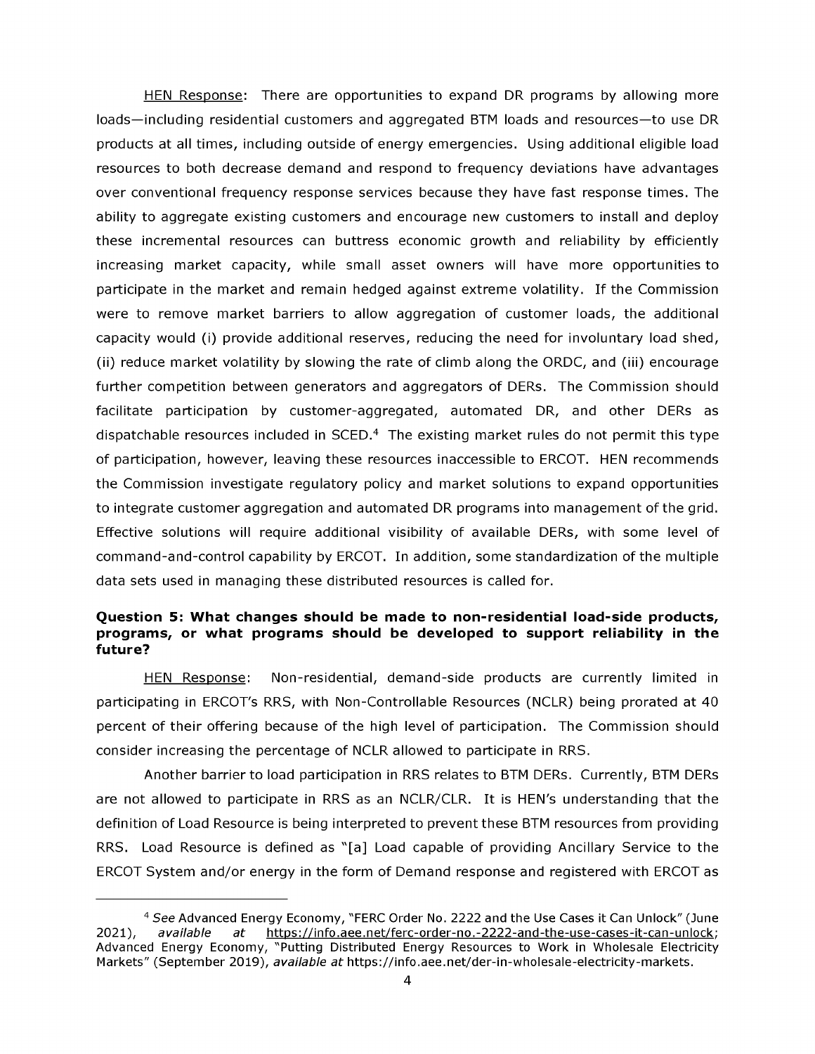HEN Response: There are opportunities to expand DR programs by allowing more loads—including residential customers and aggregated BTM loads and resources—to use DR products at all times, including outside of energy emergencies. Using additional eligible load resources to both decrease demand and respond to frequency deviations have advantages over conventional frequency response services because they have fast response times. The ability to aggregate existing customers and encourage new customers to install and deploy these incremental resources can buttress economic growth and reliability by efficiently increasing market capacity, while small asset owners will have more opportunities to participate in the market and remain hedged against extreme volatility. If the Commission were to remove market barriers to allow aggregation of customer loads, the additional capacity would (i) provide additional reserves, reducing the need for involuntary load shed, (ii) reduce market volatility by slowing the rate of climb along the ORDC, and (iii) encourage further competition between generators and aggregators of DERs. The Commission should facilitate participation by customer-aggregated, automated DR, and other DERs as dispatchable resources included in SCED.[4] The existing market rules do not permit this type of participation, however, leaving these resources inaccessible to ERCOT. HEN recommends the Commission investigate regulatory policy and market solutions to expand opportunities to integrate customer aggregation and automated DR programs into management of the grid. Effective solutions will require additional visibility of available DERs, with some level of command-and-control capability by ERCOT. In addition, some standardization of the multiple data sets used in managing these distributed resources is called for.

**Question 5: What changes should be made to non-residential load-side products, programs, or what programs should be developed to support reliability in the future?**

HEN Response: Non-residential, demand-side products are currently limited in participating in ERCOT's RRS, with Non-Controllable Resources (NCLR) being prorated at 40 percent of their offering because of the high level of participation. The Commission should consider increasing the percentage of NCLR allowed to participate in RRS.

Another barrier to load participation in RRS relates to BTM DERs. Currently, BTM DERs are not allowed to participate in RRS as an NCLR/CLR. It is HEN's understanding that the definition of Load Resource is being interpreted to prevent these BTM resources from providing RRS. Load Resource is defined as "[a] Load capable of providing Ancillary Service to the ERCOT System and/or energy in the form of Demand response and registered with ERCOT as

---

[4] *See* Advanced Energy Economy, "FERC Order No. 2222 and the Use Cases it Can Unlock" (June 2021), *available at* https://info.aee.net/ferc-order-no.-2222-and-the-use-cases-it-can-unlock; Advanced Energy Economy, "Putting Distributed Energy Resources to Work in Wholesale Electricity Markets" (September 2019), *available at* https://info.aee.net/der-in-wholesale-electricity-markets.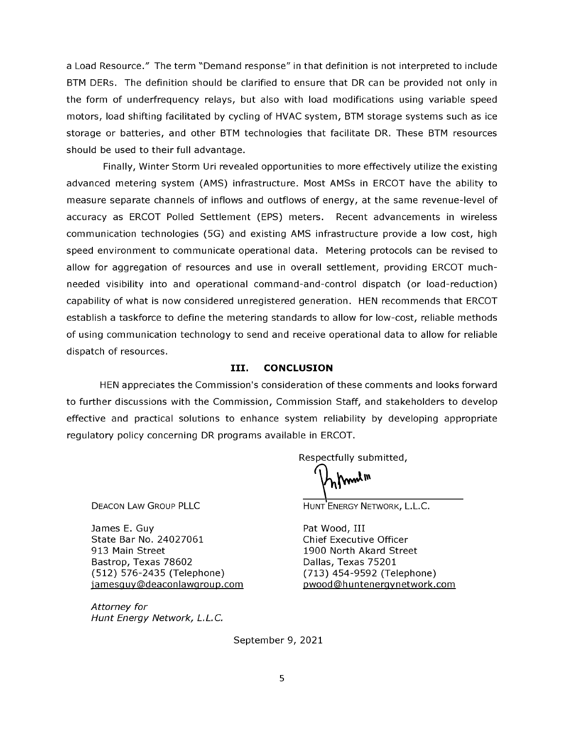a Load Resource." The term "Demand response" in that definition is not interpreted to include BTM DERs. The definition should be clarified to ensure that DR can be provided not only in the form of underfrequency relays, but also with load modifications using variable speed motors, load shifting facilitated by cycling of HVAC system, BTM storage systems such as ice storage or batteries, and other BTM technologies that facilitate DR. These BTM resources should be used to their full advantage.

Finally, Winter Storm Uri revealed opportunities to more effectively utilize the existing advanced metering system (AMS) infrastructure. Most AMSs in ERCOT have the ability to measure separate channels of inflows and outflows of energy, at the same revenue-level of accuracy as ERCOT Polled Settlement (EPS) meters. Recent advancements in wireless communication technologies (5G) and existing AMS infrastructure provide a low cost, high speed environment to communicate operational data. Metering protocols can be revised to allow for aggregation of resources and use in overall settlement, providing ERCOT much-needed visibility into and operational command-and-control dispatch (or load-reduction) capability of what is now considered unregistered generation. HEN recommends that ERCOT establish a taskforce to define the metering standards to allow for low-cost, reliable methods of using communication technology to send and receive operational data to allow for reliable dispatch of resources.

## III. CONCLUSION

HEN appreciates the Commission's consideration of these comments and looks forward to further discussions with the Commission, Commission Staff, and stakeholders to develop effective and practical solutions to enhance system reliability by developing appropriate regulatory policy concerning DR programs available in ERCOT.

Respectfully submitted,

HUNT ENERGY NETWORK, L.L.C.

Pat Wood, III
Chief Executive Officer
1900 North Akard Street
Dallas, Texas 75201
(713) 454-9592 (Telephone)
pwood@huntenergynetwork.com

DEACON LAW GROUP PLLC

James E. Guy
State Bar No. 24027061
913 Main Street
Bastrop, Texas 78602
(512) 576-2435 (Telephone)
jamesguy@deaconlawgroup.com

*Attorney for*
*Hunt Energy Network, L.L.C.*

September 9, 2021